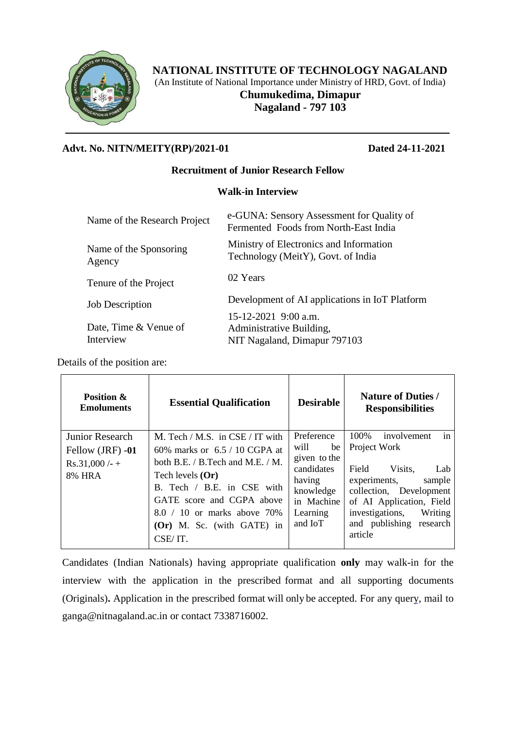# NATIONAL INSTITUTE OF TECHNOLOGY NAGALAND

(An Institute of National Importance under Ministry of HRD, Govt. of India)

**Chumukedima, Dimapur**

**Nagaland - 797 103**

---

**Advt. No. NITN/MEITY(RP)/2021-01** **Dated 24-11-2021**

## Recruitment of Junior Research Fellow

### Walk-in Interview

| | |
|---|---|
| Name of the Research Project | e-GUNA: Sensory Assessment for Quality of Fermented Foods from North-East India |
| Name of the Sponsoring Agency | Ministry of Electronics and Information Technology (MeitY), Govt. of India |
| Tenure of the Project | 02 Years |
| Job Description | Development of AI applications in IoT Platform |
| Date, Time & Venue of Interview | 15-12-2021 9:00 a.m.<br>Administrative Building,<br>NIT Nagaland, Dimapur 797103 |

Details of the position are:

| Position & Emoluments | Essential Qualification | Desirable | Nature of Duties / Responsibilities |
|---|---|---|---|
| Junior Research Fellow (JRF) **-01**<br>Rs.31,000 /- + 8% HRA | M. Tech / M.S. in CSE / IT with 60% marks or 6.5 / 10 CGPA at both B.E. / B.Tech and M.E. / M. Tech levels **(Or)**<br>B. Tech / B.E. in CSE with GATE score and CGPA above 8.0 / 10 or marks above 70% **(Or)** M. Sc. (with GATE) in CSE/ IT. | Preference will be given to the candidates having knowledge in Machine Learning and IoT | 100% involvement in Project Work<br><br>Field Visits, Lab experiments, sample collection, Development of AI Application, Field investigations, Writing and publishing research article |

Candidates (Indian Nationals) having appropriate qualification **only** may walk-in for the interview with the application in the prescribed format and all supporting documents (Originals)**.** Application in the prescribed format will only be accepted. For any query, mail to ganga@nitnagaland.ac.in or contact 7338716002.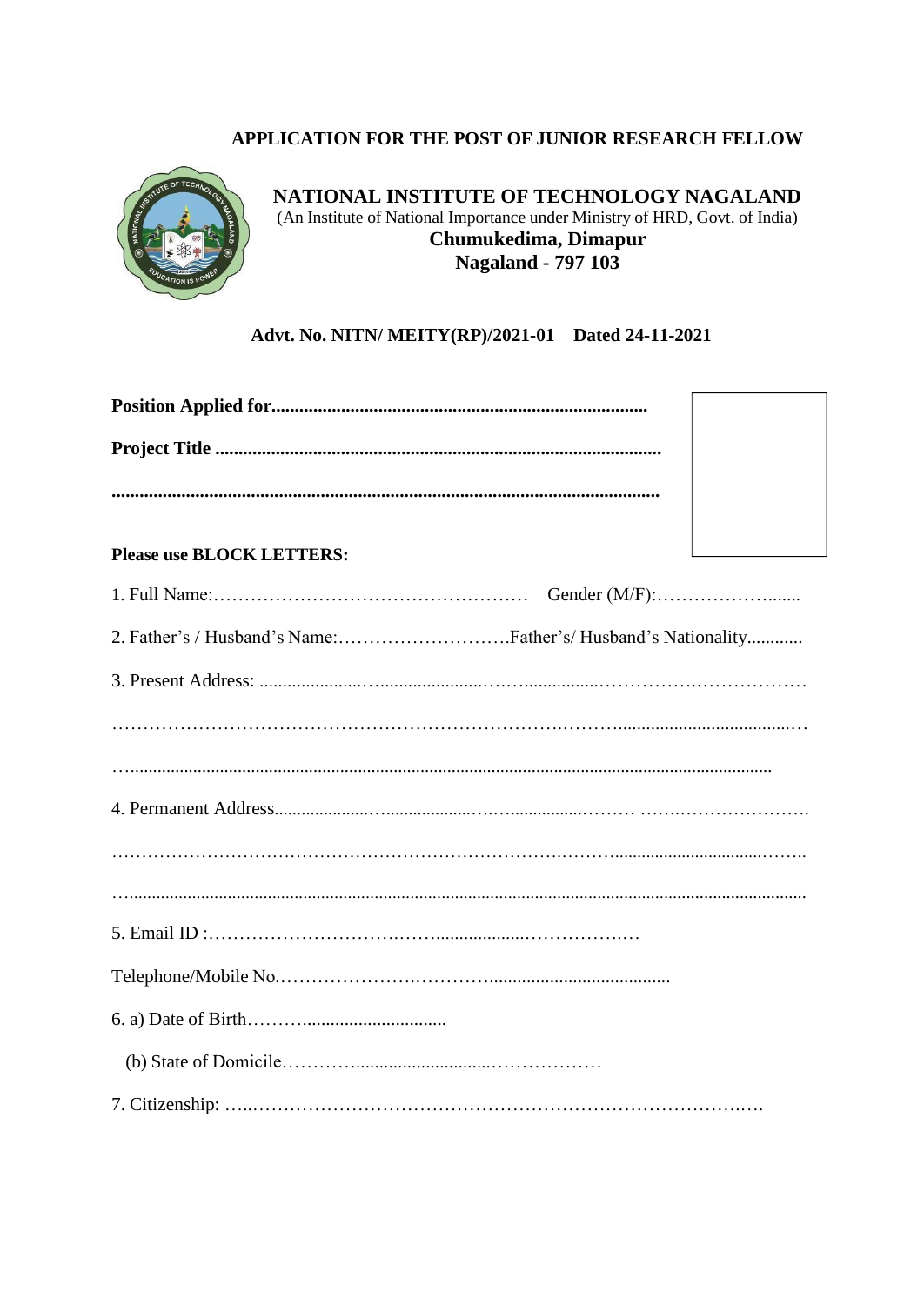**APPLICATION FOR THE POST OF JUNIOR RESEARCH FELLOW**

**NATIONAL INSTITUTE OF TECHNOLOGY NAGALAND**

(An Institute of National Importance under Ministry of HRD, Govt. of India)

**Chumukedima, Dimapur**

**Nagaland - 797 103**

**Advt. No. NITN/ MEITY(RP)/2021-01 Dated 24-11-2021**

**Position Applied for.................................................................................**

**Project Title ...............................................................................................**

**.....................................................................................................................**

**Please use BLOCK LETTERS:**

1. Full Name:……………………………………………… Gender (M/F):………………….......

2. Father's / Husband's Name:……………………….Father's/ Husband's Nationality............

3. Present Address: ......................…......................……...............……………….……………

……………………………………………………………….………......................................…

…...........................................................................................................................................

4. Permanent Address.....................…...................……................……… …….…………………….

……………………………………………………………….………...................................……..

….......................................................................................................................................................

5. Email ID :……………………………….……..................………………..…

Telephone/Mobile No.………………….…………......................................

6. a) Date of Birth……….................................

(b) State of Domicile………….............................………………

7. Citizenship: …..……………………………………………………………………….….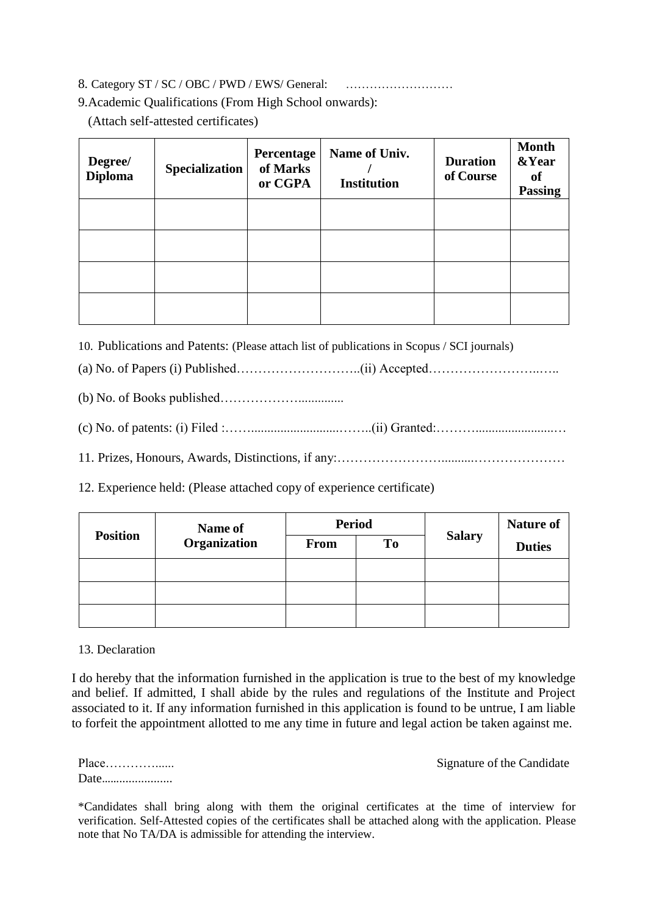8. Category ST / SC / OBC / PWD / EWS/ General: ………………………

9.Academic Qualifications (From High School onwards):

(Attach self-attested certificates)

| Degree/ Diploma | Specialization | Percentage of Marks or CGPA | Name of Univ. / Institution | Duration of Course | Month &Year of Passing |
|---|---|---|---|---|---|
| | | | | | |
| | | | | | |
| | | | | | |
| | | | | | |

10. Publications and Patents: (Please attach list of publications in Scopus / SCI journals)

(a) No. of Papers (i) Published………………………..(ii) Accepted……………………..…..

(b) No. of Books published……………….............

(c) No. of patents: (i) Filed :……..........................……..(ii) Granted:……….........................…

11. Prizes, Honours, Awards, Distinctions, if any:……………………..........…………………

12. Experience held: (Please attached copy of experience certificate)

| Position | Name of Organization | Period | | Salary | Nature of Duties |
|---|---|---|---|---|---|
| | | From | To | | |
| | | | | | |
| | | | | | |
| | | | | | |

13. Declaration

I do hereby that the information furnished in the application is true to the best of my knowledge and belief. If admitted, I shall abide by the rules and regulations of the Institute and Project associated to it. If any information furnished in this application is found to be untrue, I am liable to forfeit the appointment allotted to me any time in future and legal action be taken against me.

Place……………......

Date.......................

Signature of the Candidate

*Candidates shall bring along with them the original certificates at the time of interview for verification. Self-Attested copies of the certificates shall be attached along with the application. Please note that No TA/DA is admissible for attending the interview.